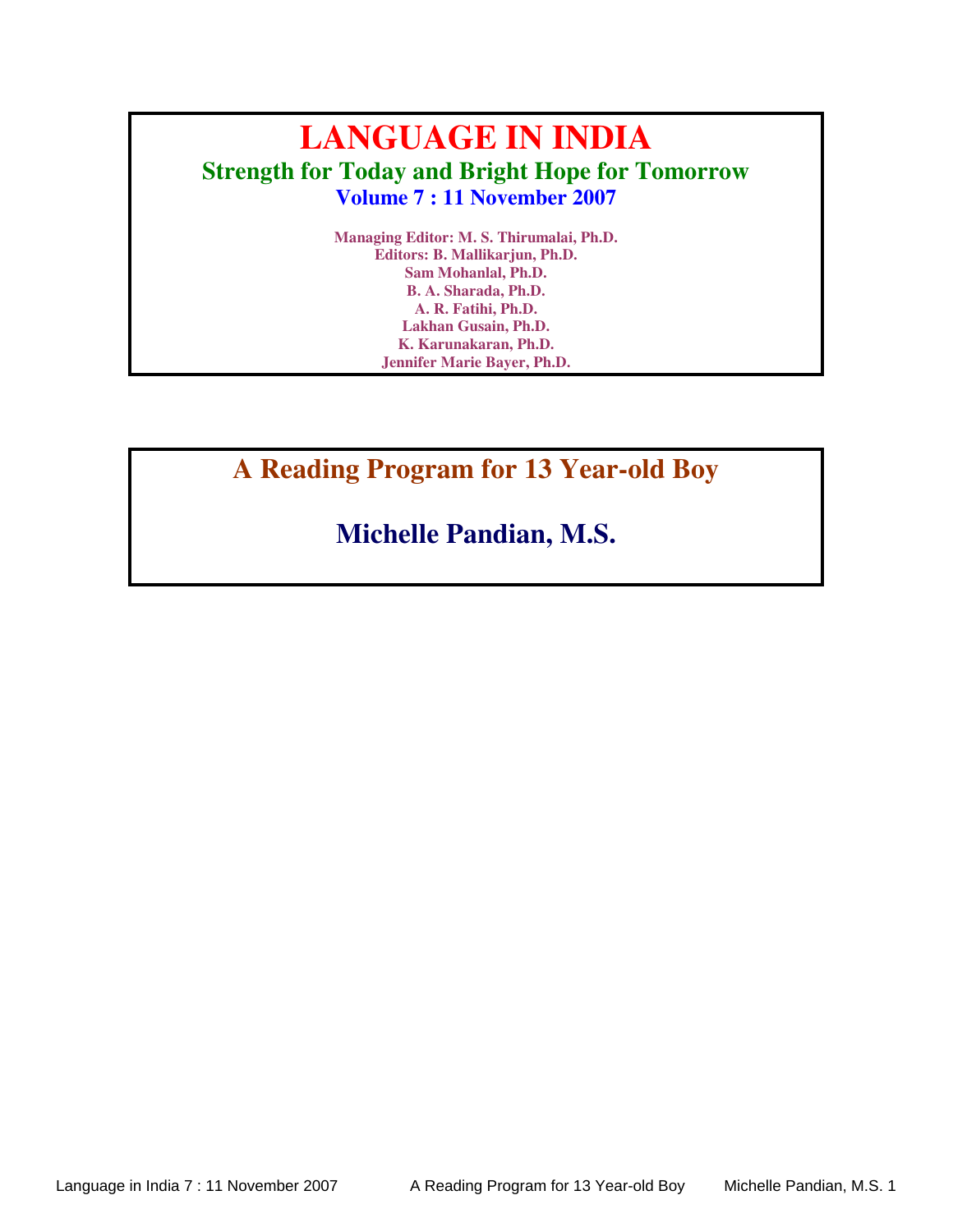# LANGUAGE IN INDIA

## Strength for Today and Bright Hope for Tomorrow

### Volume 7 : 11 November 2007

**Managing Editor: M. S. Thirumalai, Ph.D.**
**Editors: B. Mallikarjun, Ph.D.**
**Sam Mohanlal, Ph.D.**
**B. A. Sharada, Ph.D.**
**A. R. Fatihi, Ph.D.**
**Lakhan Gusain, Ph.D.**
**K. Karunakaran, Ph.D.**
**Jennifer Marie Bayer, Ph.D.**

# A Reading Program for 13 Year-old Boy

## Michelle Pandian, M.S.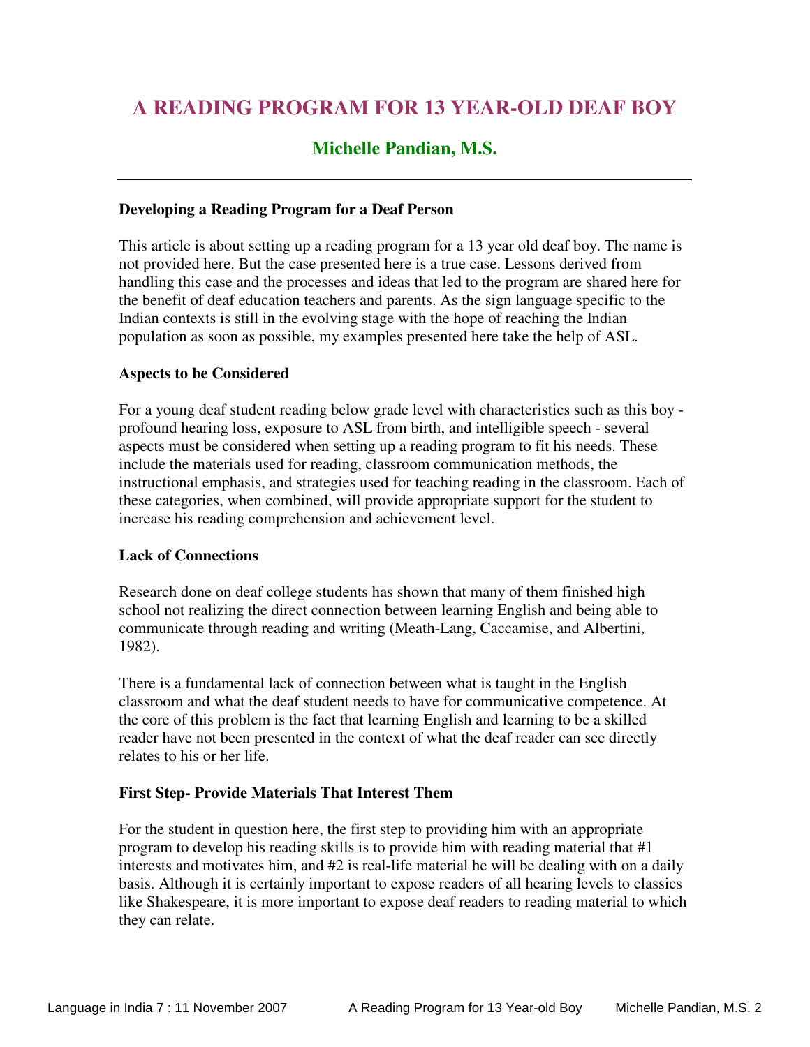# A READING PROGRAM FOR 13 YEAR-OLD DEAF BOY

## Michelle Pandian, M.S.

---

**Developing a Reading Program for a Deaf Person**

This article is about setting up a reading program for a 13 year old deaf boy. The name is not provided here. But the case presented here is a true case. Lessons derived from handling this case and the processes and ideas that led to the program are shared here for the benefit of deaf education teachers and parents. As the sign language specific to the Indian contexts is still in the evolving stage with the hope of reaching the Indian population as soon as possible, my examples presented here take the help of ASL.

**Aspects to be Considered**

For a young deaf student reading below grade level with characteristics such as this boy - profound hearing loss, exposure to ASL from birth, and intelligible speech - several aspects must be considered when setting up a reading program to fit his needs. These include the materials used for reading, classroom communication methods, the instructional emphasis, and strategies used for teaching reading in the classroom. Each of these categories, when combined, will provide appropriate support for the student to increase his reading comprehension and achievement level.

**Lack of Connections**

Research done on deaf college students has shown that many of them finished high school not realizing the direct connection between learning English and being able to communicate through reading and writing (Meath-Lang, Caccamise, and Albertini, 1982).

There is a fundamental lack of connection between what is taught in the English classroom and what the deaf student needs to have for communicative competence. At the core of this problem is the fact that learning English and learning to be a skilled reader have not been presented in the context of what the deaf reader can see directly relates to his or her life.

**First Step- Provide Materials That Interest Them**

For the student in question here, the first step to providing him with an appropriate program to develop his reading skills is to provide him with reading material that #1 interests and motivates him, and #2 is real-life material he will be dealing with on a daily basis. Although it is certainly important to expose readers of all hearing levels to classics like Shakespeare, it is more important to expose deaf readers to reading material to which they can relate.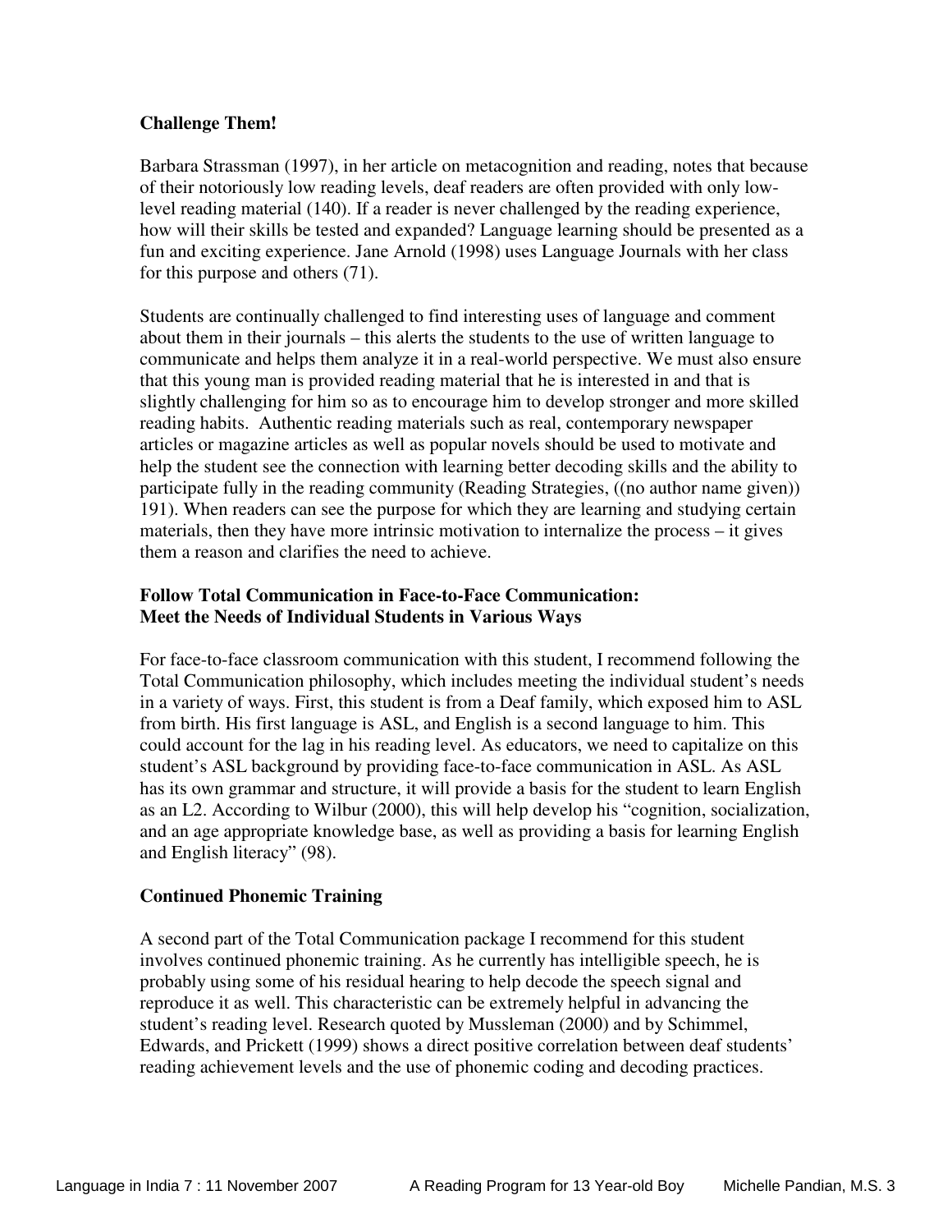### Challenge Them!

Barbara Strassman (1997), in her article on metacognition and reading, notes that because of their notoriously low reading levels, deaf readers are often provided with only low-level reading material (140). If a reader is never challenged by the reading experience, how will their skills be tested and expanded? Language learning should be presented as a fun and exciting experience. Jane Arnold (1998) uses Language Journals with her class for this purpose and others (71).

Students are continually challenged to find interesting uses of language and comment about them in their journals – this alerts the students to the use of written language to communicate and helps them analyze it in a real-world perspective. We must also ensure that this young man is provided reading material that he is interested in and that is slightly challenging for him so as to encourage him to develop stronger and more skilled reading habits. Authentic reading materials such as real, contemporary newspaper articles or magazine articles as well as popular novels should be used to motivate and help the student see the connection with learning better decoding skills and the ability to participate fully in the reading community (Reading Strategies, ((no author name given)) 191). When readers can see the purpose for which they are learning and studying certain materials, then they have more intrinsic motivation to internalize the process – it gives them a reason and clarifies the need to achieve.

### Follow Total Communication in Face-to-Face Communication: Meet the Needs of Individual Students in Various Ways

For face-to-face classroom communication with this student, I recommend following the Total Communication philosophy, which includes meeting the individual student's needs in a variety of ways. First, this student is from a Deaf family, which exposed him to ASL from birth. His first language is ASL, and English is a second language to him. This could account for the lag in his reading level. As educators, we need to capitalize on this student's ASL background by providing face-to-face communication in ASL. As ASL has its own grammar and structure, it will provide a basis for the student to learn English as an L2. According to Wilbur (2000), this will help develop his "cognition, socialization, and an age appropriate knowledge base, as well as providing a basis for learning English and English literacy" (98).

### Continued Phonemic Training

A second part of the Total Communication package I recommend for this student involves continued phonemic training. As he currently has intelligible speech, he is probably using some of his residual hearing to help decode the speech signal and reproduce it as well. This characteristic can be extremely helpful in advancing the student's reading level. Research quoted by Mussleman (2000) and by Schimmel, Edwards, and Prickett (1999) shows a direct positive correlation between deaf students' reading achievement levels and the use of phonemic coding and decoding practices.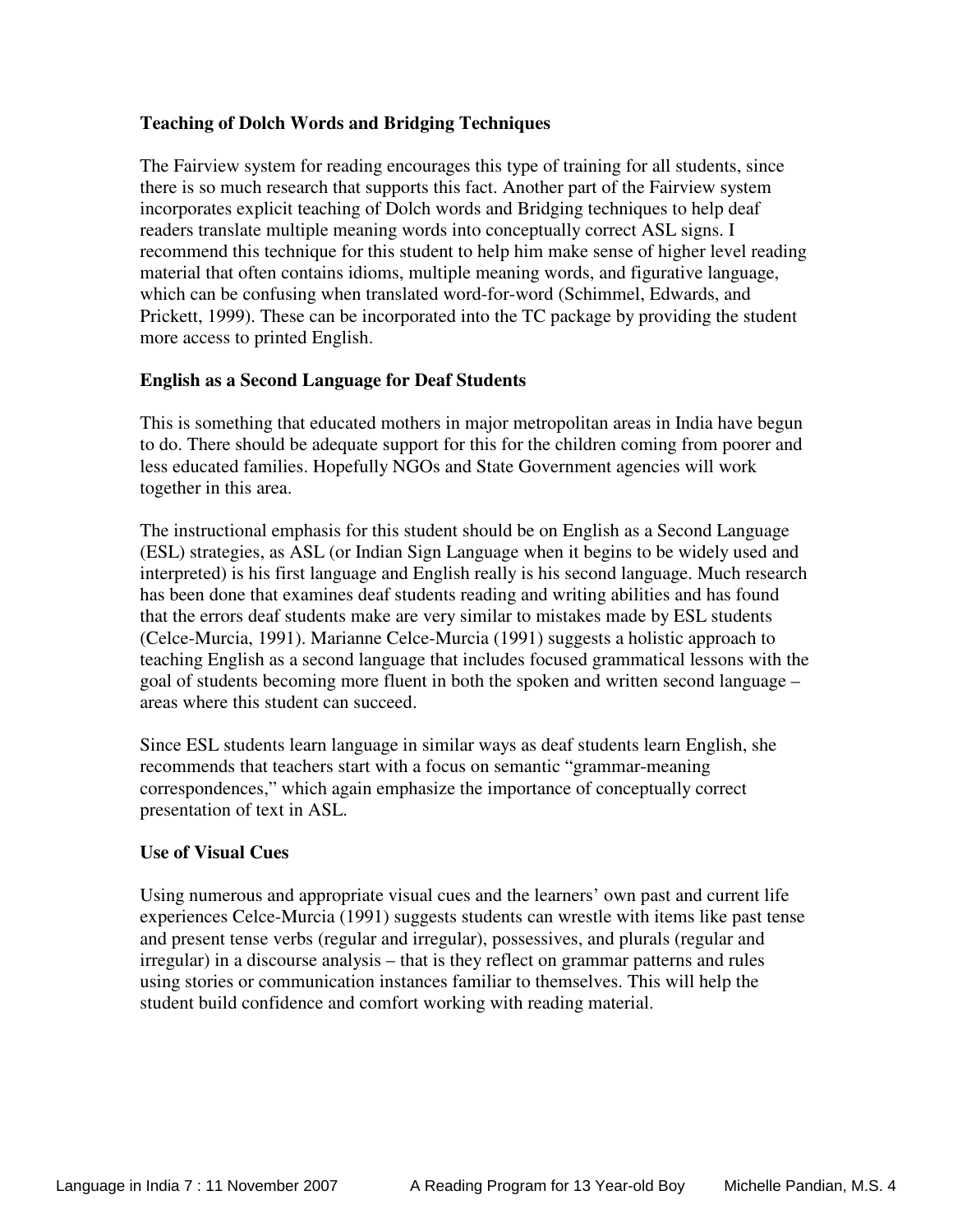**Teaching of Dolch Words and Bridging Techniques**

The Fairview system for reading encourages this type of training for all students, since there is so much research that supports this fact. Another part of the Fairview system incorporates explicit teaching of Dolch words and Bridging techniques to help deaf readers translate multiple meaning words into conceptually correct ASL signs. I recommend this technique for this student to help him make sense of higher level reading material that often contains idioms, multiple meaning words, and figurative language, which can be confusing when translated word-for-word (Schimmel, Edwards, and Prickett, 1999). These can be incorporated into the TC package by providing the student more access to printed English.

**English as a Second Language for Deaf Students**

This is something that educated mothers in major metropolitan areas in India have begun to do. There should be adequate support for this for the children coming from poorer and less educated families. Hopefully NGOs and State Government agencies will work together in this area.

The instructional emphasis for this student should be on English as a Second Language (ESL) strategies, as ASL (or Indian Sign Language when it begins to be widely used and interpreted) is his first language and English really is his second language. Much research has been done that examines deaf students reading and writing abilities and has found that the errors deaf students make are very similar to mistakes made by ESL students (Celce-Murcia, 1991). Marianne Celce-Murcia (1991) suggests a holistic approach to teaching English as a second language that includes focused grammatical lessons with the goal of students becoming more fluent in both the spoken and written second language – areas where this student can succeed.

Since ESL students learn language in similar ways as deaf students learn English, she recommends that teachers start with a focus on semantic "grammar-meaning correspondences," which again emphasize the importance of conceptually correct presentation of text in ASL.

**Use of Visual Cues**

Using numerous and appropriate visual cues and the learners' own past and current life experiences Celce-Murcia (1991) suggests students can wrestle with items like past tense and present tense verbs (regular and irregular), possessives, and plurals (regular and irregular) in a discourse analysis – that is they reflect on grammar patterns and rules using stories or communication instances familiar to themselves. This will help the student build confidence and comfort working with reading material.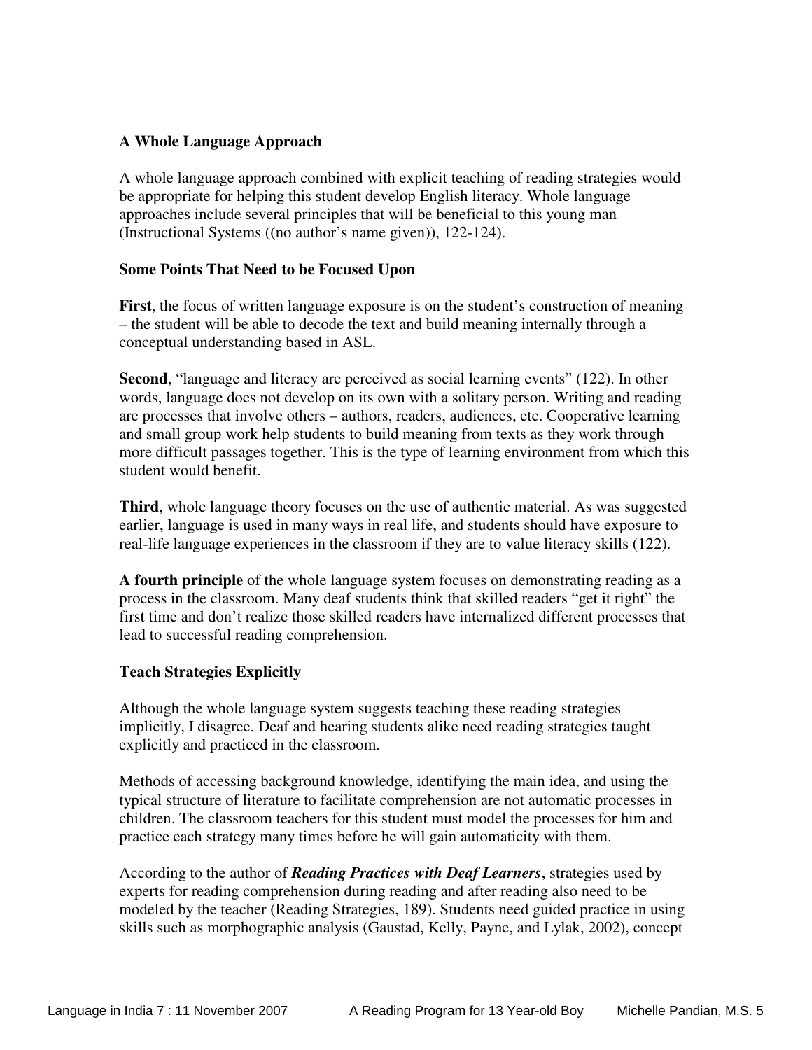**A Whole Language Approach**

A whole language approach combined with explicit teaching of reading strategies would be appropriate for helping this student develop English literacy. Whole language approaches include several principles that will be beneficial to this young man (Instructional Systems ((no author's name given)), 122-124).

**Some Points That Need to be Focused Upon**

**First**, the focus of written language exposure is on the student's construction of meaning – the student will be able to decode the text and build meaning internally through a conceptual understanding based in ASL.

**Second**, "language and literacy are perceived as social learning events" (122). In other words, language does not develop on its own with a solitary person. Writing and reading are processes that involve others – authors, readers, audiences, etc. Cooperative learning and small group work help students to build meaning from texts as they work through more difficult passages together. This is the type of learning environment from which this student would benefit.

**Third**, whole language theory focuses on the use of authentic material. As was suggested earlier, language is used in many ways in real life, and students should have exposure to real-life language experiences in the classroom if they are to value literacy skills (122).

**A fourth principle** of the whole language system focuses on demonstrating reading as a process in the classroom. Many deaf students think that skilled readers "get it right" the first time and don't realize those skilled readers have internalized different processes that lead to successful reading comprehension.

**Teach Strategies Explicitly**

Although the whole language system suggests teaching these reading strategies implicitly, I disagree. Deaf and hearing students alike need reading strategies taught explicitly and practiced in the classroom.

Methods of accessing background knowledge, identifying the main idea, and using the typical structure of literature to facilitate comprehension are not automatic processes in children. The classroom teachers for this student must model the processes for him and practice each strategy many times before he will gain automaticity with them.

According to the author of ***Reading Practices with Deaf Learners***, strategies used by experts for reading comprehension during reading and after reading also need to be modeled by the teacher (Reading Strategies, 189). Students need guided practice in using skills such as morphographic analysis (Gaustad, Kelly, Payne, and Lylak, 2002), concept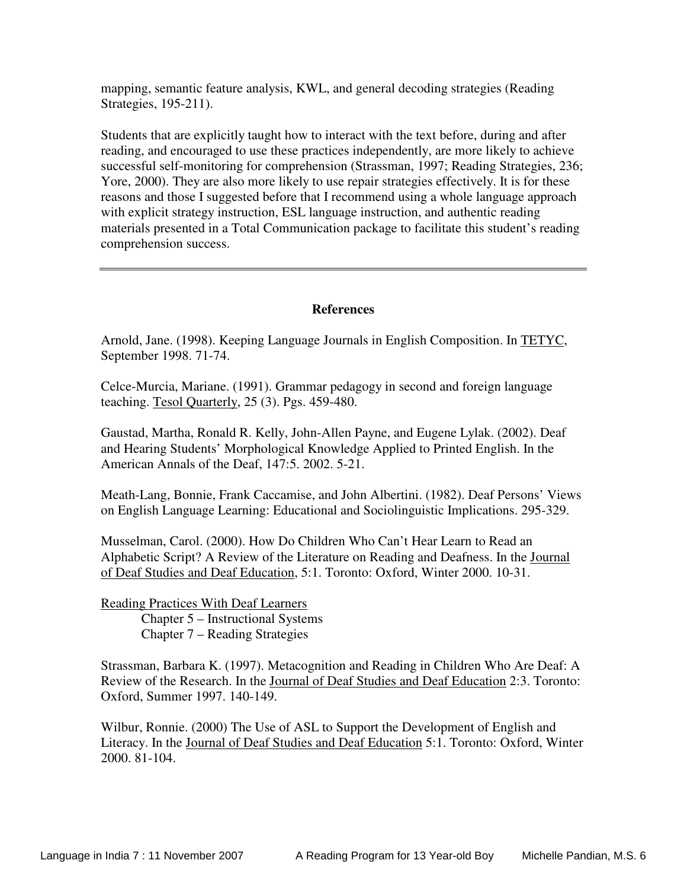mapping, semantic feature analysis, KWL, and general decoding strategies (Reading Strategies, 195-211).

Students that are explicitly taught how to interact with the text before, during and after reading, and encouraged to use these practices independently, are more likely to achieve successful self-monitoring for comprehension (Strassman, 1997; Reading Strategies, 236; Yore, 2000). They are also more likely to use repair strategies effectively. It is for these reasons and those I suggested before that I recommend using a whole language approach with explicit strategy instruction, ESL language instruction, and authentic reading materials presented in a Total Communication package to facilitate this student's reading comprehension success.

---

## References

Arnold, Jane. (1998). Keeping Language Journals in English Composition. In TETYC, September 1998. 71-74.

Celce-Murcia, Mariane. (1991). Grammar pedagogy in second and foreign language teaching. Tesol Quarterly, 25 (3). Pgs. 459-480.

Gaustad, Martha, Ronald R. Kelly, John-Allen Payne, and Eugene Lylak. (2002). Deaf and Hearing Students' Morphological Knowledge Applied to Printed English. In the American Annals of the Deaf, 147:5. 2002. 5-21.

Meath-Lang, Bonnie, Frank Caccamise, and John Albertini. (1982). Deaf Persons' Views on English Language Learning: Educational and Sociolinguistic Implications. 295-329.

Musselman, Carol. (2000). How Do Children Who Can't Hear Learn to Read an Alphabetic Script? A Review of the Literature on Reading and Deafness. In the Journal of Deaf Studies and Deaf Education, 5:1. Toronto: Oxford, Winter 2000. 10-31.

Reading Practices With Deaf Learners
- Chapter 5 – Instructional Systems
- Chapter 7 – Reading Strategies

Strassman, Barbara K. (1997). Metacognition and Reading in Children Who Are Deaf: A Review of the Research. In the Journal of Deaf Studies and Deaf Education 2:3. Toronto: Oxford, Summer 1997. 140-149.

Wilbur, Ronnie. (2000) The Use of ASL to Support the Development of English and Literacy. In the Journal of Deaf Studies and Deaf Education 5:1. Toronto: Oxford, Winter 2000. 81-104.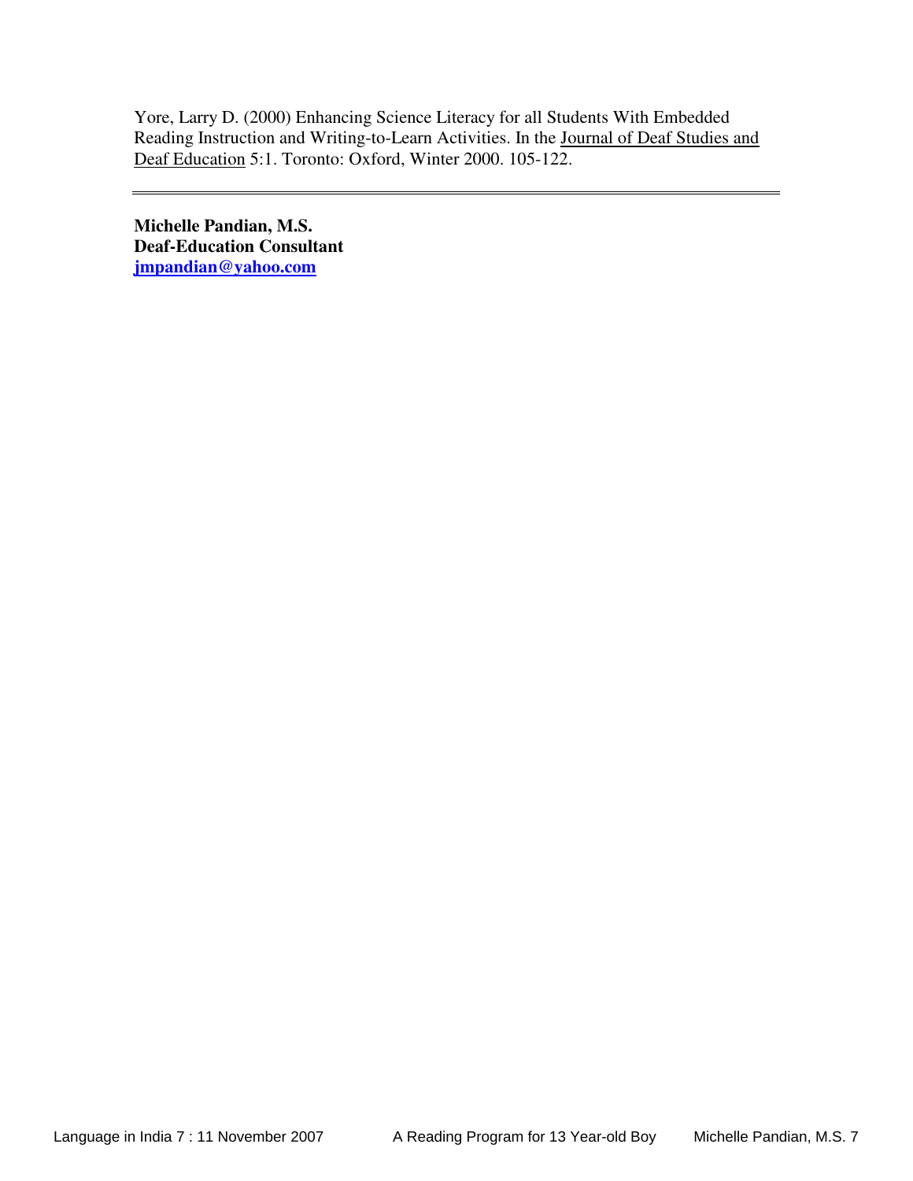Yore, Larry D. (2000) Enhancing Science Literacy for all Students With Embedded Reading Instruction and Writing-to-Learn Activities. In the Journal of Deaf Studies and Deaf Education 5:1. Toronto: Oxford, Winter 2000. 105-122.

---

**Michelle Pandian, M.S.**
**Deaf-Education Consultant**
**jmpandian@yahoo.com**